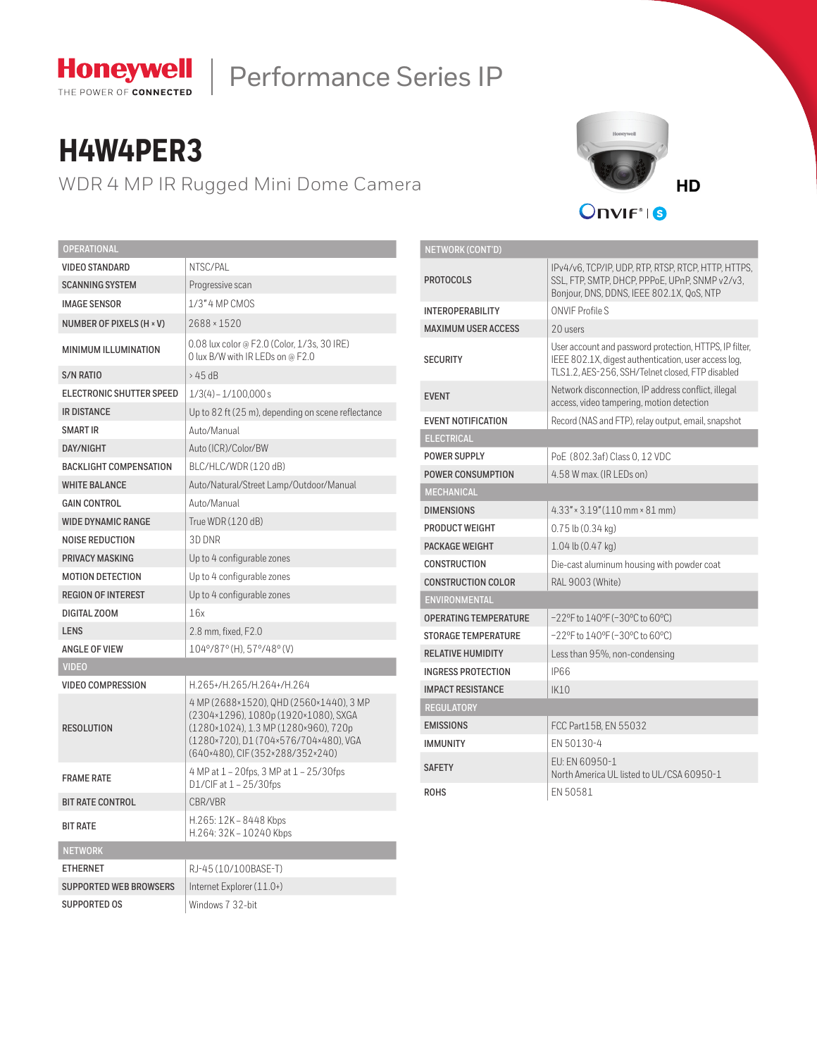Honeywell
THE POWER OF CONNECTED

Performance Series IP

# H4W4PER3

## WDR 4 MP IR Rugged Mini Dome Camera

HD

ONVIF® | S

| OPERATIONAL | |
|---|---|
| VIDEO STANDARD | NTSC/PAL |
| SCANNING SYSTEM | Progressive scan |
| IMAGE SENSOR | 1/3" 4 MP CMOS |
| NUMBER OF PIXELS (H × V) | 2688 × 1520 |
| MINIMUM ILLUMINATION | 0.08 lux color @ F2.0 (Color, 1/3s, 30 IRE)<br>0 lux B/W with IR LEDs on @ F2.0 |
| S/N RATIO | > 45 dB |
| ELECTRONIC SHUTTER SPEED | 1/3(4) – 1/100,000 s |
| IR DISTANCE | Up to 82 ft (25 m), depending on scene reflectance |
| SMART IR | Auto/Manual |
| DAY/NIGHT | Auto (ICR)/Color/BW |
| BACKLIGHT COMPENSATION | BLC/HLC/WDR (120 dB) |
| WHITE BALANCE | Auto/Natural/Street Lamp/Outdoor/Manual |
| GAIN CONTROL | Auto/Manual |
| WIDE DYNAMIC RANGE | True WDR (120 dB) |
| NOISE REDUCTION | 3D DNR |
| PRIVACY MASKING | Up to 4 configurable zones |
| MOTION DETECTION | Up to 4 configurable zones |
| REGION OF INTEREST | Up to 4 configurable zones |
| DIGITAL ZOOM | 16x |
| LENS | 2.8 mm, fixed, F2.0 |
| ANGLE OF VIEW | 104°/87° (H), 57°/48° (V) |
| **VIDEO** | |
| VIDEO COMPRESSION | H.265+/H.265/H.264+/H.264 |
| RESOLUTION | 4 MP (2688×1520), QHD (2560×1440), 3 MP (2304×1296), 1080p (1920×1080), SXGA (1280×1024), 1.3 MP (1280×960), 720p (1280×720), D1 (704×576/704×480), VGA (640×480), CIF (352×288/352×240) |
| FRAME RATE | 4 MP at 1 – 20fps, 3 MP at 1 – 25/30fps<br>D1/CIF at 1 – 25/30fps |
| BIT RATE CONTROL | CBR/VBR |
| BIT RATE | H.265: 12K – 8448 Kbps<br>H.264: 32K – 10240 Kbps |
| **NETWORK** | |
| ETHERNET | RJ-45 (10/100BASE-T) |
| SUPPORTED WEB BROWSERS | Internet Explorer (11.0+) |
| SUPPORTED OS | Windows 7 32-bit |

| NETWORK (CONT'D) | |
|---|---|
| PROTOCOLS | IPv4/v6, TCP/IP, UDP, RTP, RTSP, RTCP, HTTP, HTTPS, SSL, FTP, SMTP, DHCP, PPPoE, UPnP, SNMP v2/v3, Bonjour, DNS, DDNS, IEEE 802.1X, QoS, NTP |
| INTEROPERABILITY | ONVIF Profile S |
| MAXIMUM USER ACCESS | 20 users |
| SECURITY | User account and password protection, HTTPS, IP filter, IEEE 802.1X, digest authentication, user access log, TLS1.2, AES-256, SSH/Telnet closed, FTP disabled |
| EVENT | Network disconnection, IP address conflict, illegal access, video tampering, motion detection |
| EVENT NOTIFICATION | Record (NAS and FTP), relay output, email, snapshot |
| **ELECTRICAL** | |
| POWER SUPPLY | PoE (802.3af) Class 0, 12 VDC |
| POWER CONSUMPTION | 4.58 W max. (IR LEDs on) |
| **MECHANICAL** | |
| DIMENSIONS | 4.33" × 3.19" (110 mm × 81 mm) |
| PRODUCT WEIGHT | 0.75 lb (0.34 kg) |
| PACKAGE WEIGHT | 1.04 lb (0.47 kg) |
| CONSTRUCTION | Die-cast aluminum housing with powder coat |
| CONSTRUCTION COLOR | RAL 9003 (White) |
| **ENVIRONMENTAL** | |
| OPERATING TEMPERATURE | −22°F to 140°F (−30°C to 60°C) |
| STORAGE TEMPERATURE | −22°F to 140°F (−30°C to 60°C) |
| RELATIVE HUMIDITY | Less than 95%, non-condensing |
| INGRESS PROTECTION | IP66 |
| IMPACT RESISTANCE | IK10 |
| **REGULATORY** | |
| EMISSIONS | FCC Part15B, EN 55032 |
| IMMUNITY | EN 50130-4 |
| SAFETY | EU: EN 60950-1<br>North America UL listed to UL/CSA 60950-1 |
| ROHS | EN 50581 |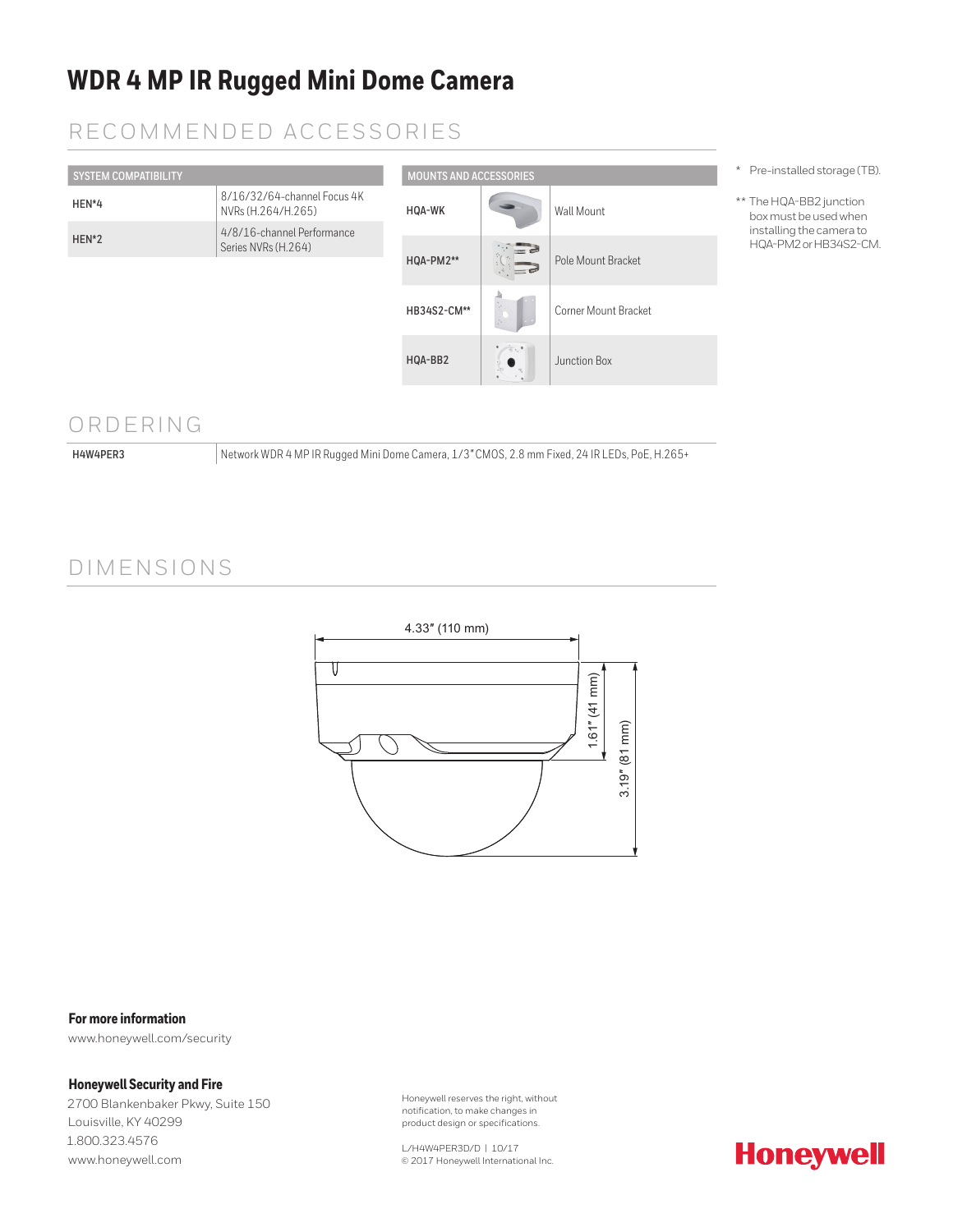# WDR 4 MP IR Rugged Mini Dome Camera

## RECOMMENDED ACCESSORIES

| SYSTEM COMPATIBILITY | |
|---|---|
| HEN*4 | 8/16/32/64-channel Focus 4K NVRs (H.264/H.265) |
| HEN*2 | 4/8/16-channel Performance Series NVRs (H.264) |

| MOUNTS AND ACCESSORIES | | |
|---|---|---|
| HQA-WK | | Wall Mount |
| HQA-PM2** | | Pole Mount Bracket |
| HB34S2-CM** | | Corner Mount Bracket |
| HQA-BB2 | | Junction Box |

\* Pre-installed storage (TB).

** The HQA-BB2 junction box must be used when installing the camera to HQA-PM2 or HB34S2-CM.

## ORDERING

| | |
|---|---|
| H4W4PER3 | Network WDR 4 MP IR Rugged Mini Dome Camera, 1/3" CMOS, 2.8 mm Fixed, 24 IR LEDs, PoE, H.265+ |

## DIMENSIONS

4.33″ (110 mm)

1.61″ (41 mm)

3.19″ (81 mm)

**For more information**

www.honeywell.com/security

**Honeywell Security and Fire**

2700 Blankenbaker Pkwy, Suite 150
Louisville, KY 40299
1.800.323.4576
www.honeywell.com

Honeywell reserves the right, without notification, to make changes in product design or specifications.

L/H4W4PER3D/D | 10/17
© 2017 Honeywell International Inc.

Honeywell